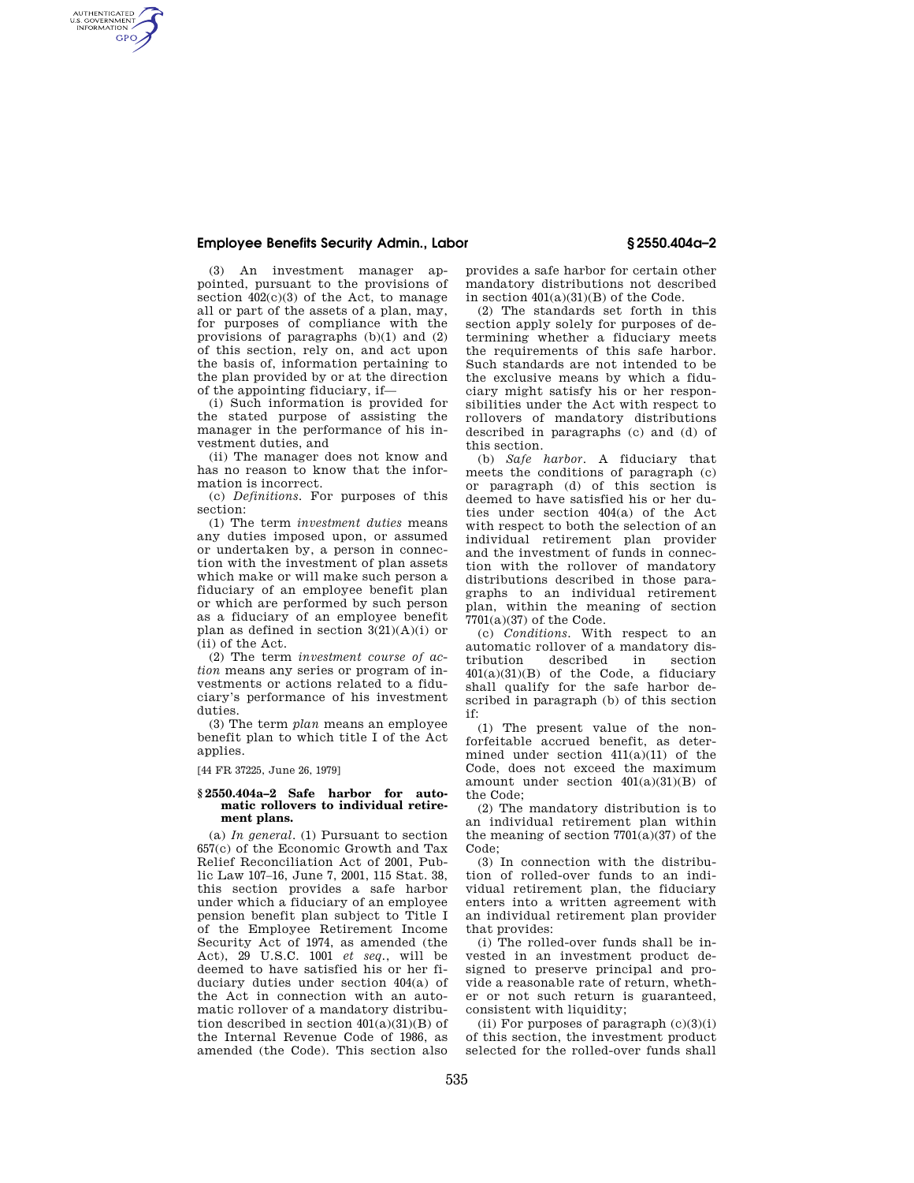(3) An investment manager appointed, pursuant to the provisions of section 402(c)(3) of the Act, to manage all or part of the assets of a plan, may, for purposes of compliance with the provisions of paragraphs (b)(1) and (2) of this section, rely on, and act upon the basis of, information pertaining to the plan provided by or at the direction of the appointing fiduciary, if—

(i) Such information is provided for the stated purpose of assisting the manager in the performance of his investment duties, and

(ii) The manager does not know and has no reason to know that the information is incorrect.

(c) *Definitions.* For purposes of this section:

(1) The term *investment duties* means any duties imposed upon, or assumed or undertaken by, a person in connection with the investment of plan assets which make or will make such person a fiduciary of an employee benefit plan or which are performed by such person as a fiduciary of an employee benefit plan as defined in section 3(21)(A)(i) or (ii) of the Act.

(2) The term *investment course of action* means any series or program of investments or actions related to a fiduciary's performance of his investment duties.

(3) The term *plan* means an employee benefit plan to which title I of the Act applies.

[44 FR 37225, June 26, 1979]

### § 2550.404a–2 Safe harbor for automatic rollovers to individual retirement plans.

(a) *In general.* (1) Pursuant to section 657(c) of the Economic Growth and Tax Relief Reconciliation Act of 2001, Public Law 107–16, June 7, 2001, 115 Stat. 38, this section provides a safe harbor under which a fiduciary of an employee pension benefit plan subject to Title I of the Employee Retirement Income Security Act of 1974, as amended (the Act), 29 U.S.C. 1001 *et seq.*, will be deemed to have satisfied his or her fiduciary duties under section 404(a) of the Act in connection with an automatic rollover of a mandatory distribution described in section 401(a)(31)(B) of the Internal Revenue Code of 1986, as amended (the Code). This section also provides a safe harbor for certain other mandatory distributions not described in section 401(a)(31)(B) of the Code.

(2) The standards set forth in this section apply solely for purposes of determining whether a fiduciary meets the requirements of this safe harbor. Such standards are not intended to be the exclusive means by which a fiduciary might satisfy his or her responsibilities under the Act with respect to rollovers of mandatory distributions described in paragraphs (c) and (d) of this section.

(b) *Safe harbor.* A fiduciary that meets the conditions of paragraph (c) or paragraph (d) of this section is deemed to have satisfied his or her duties under section 404(a) of the Act with respect to both the selection of an individual retirement plan provider and the investment of funds in connection with the rollover of mandatory distributions described in those paragraphs to an individual retirement plan, within the meaning of section 7701(a)(37) of the Code.

(c) *Conditions.* With respect to an automatic rollover of a mandatory distribution described in section 401(a)(31)(B) of the Code, a fiduciary shall qualify for the safe harbor described in paragraph (b) of this section if:

(1) The present value of the nonforfeitable accrued benefit, as determined under section 411(a)(11) of the Code, does not exceed the maximum amount under section 401(a)(31)(B) of the Code;

(2) The mandatory distribution is to an individual retirement plan within the meaning of section 7701(a)(37) of the Code;

(3) In connection with the distribution of rolled-over funds to an individual retirement plan, the fiduciary enters into a written agreement with an individual retirement plan provider that provides:

(i) The rolled-over funds shall be invested in an investment product designed to preserve principal and provide a reasonable rate of return, whether or not such return is guaranteed, consistent with liquidity;

(ii) For purposes of paragraph (c)(3)(i) of this section, the investment product selected for the rolled-over funds shall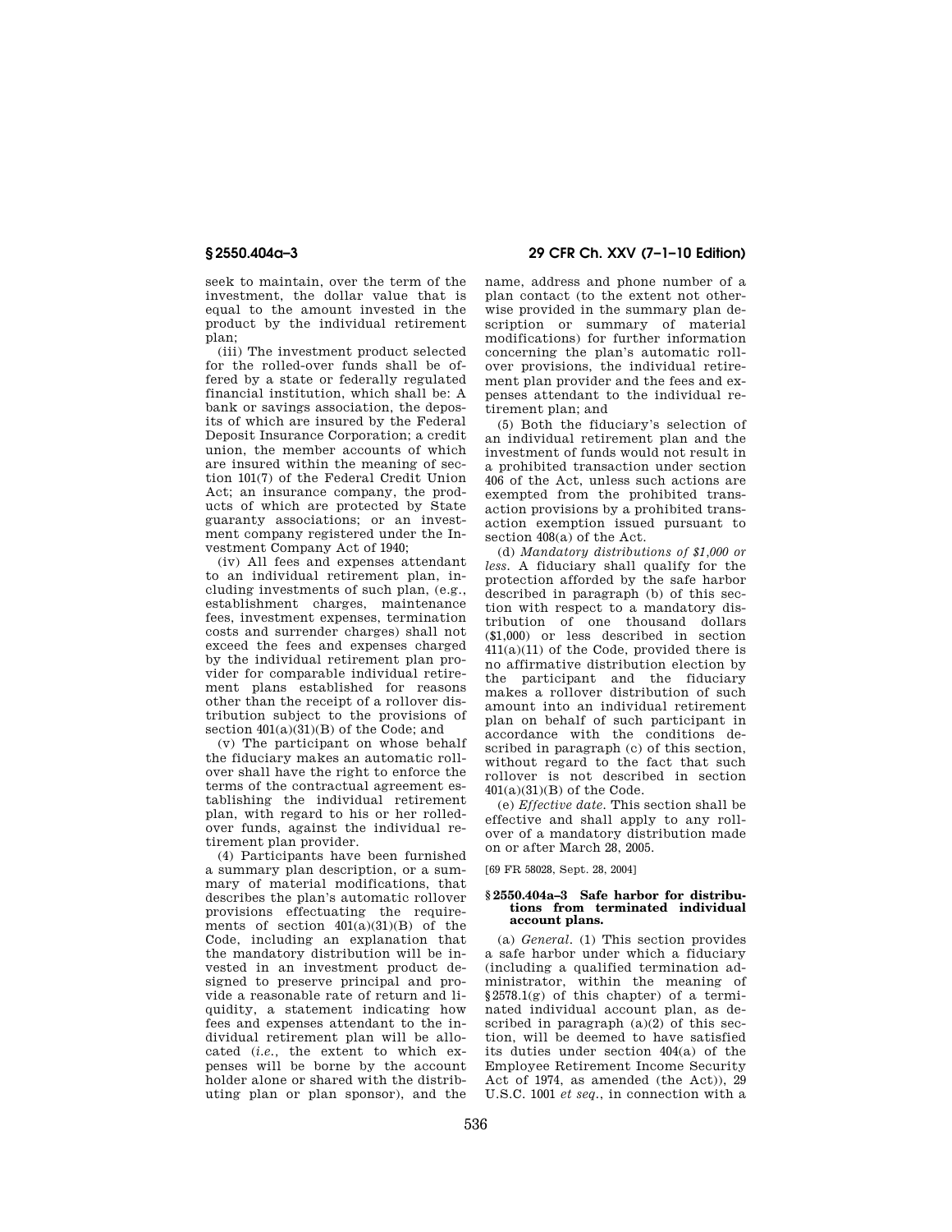seek to maintain, over the term of the investment, the dollar value that is equal to the amount invested in the product by the individual retirement plan;

(iii) The investment product selected for the rolled-over funds shall be offered by a state or federally regulated financial institution, which shall be: A bank or savings association, the deposits of which are insured by the Federal Deposit Insurance Corporation; a credit union, the member accounts of which are insured within the meaning of section 101(7) of the Federal Credit Union Act; an insurance company, the products of which are protected by State guaranty associations; or an investment company registered under the Investment Company Act of 1940;

(iv) All fees and expenses attendant to an individual retirement plan, including investments of such plan, (e.g., establishment charges, maintenance fees, investment expenses, termination costs and surrender charges) shall not exceed the fees and expenses charged by the individual retirement plan provider for comparable individual retirement plans established for reasons other than the receipt of a rollover distribution subject to the provisions of section 401(a)(31)(B) of the Code; and

(v) The participant on whose behalf the fiduciary makes an automatic rollover shall have the right to enforce the terms of the contractual agreement establishing the individual retirement plan, with regard to his or her rolled-over funds, against the individual retirement plan provider.

(4) Participants have been furnished a summary plan description, or a summary of material modifications, that describes the plan's automatic rollover provisions effectuating the requirements of section 401(a)(31)(B) of the Code, including an explanation that the mandatory distribution will be invested in an investment product designed to preserve principal and provide a reasonable rate of return and liquidity, a statement indicating how fees and expenses attendant to the individual retirement plan will be allocated (*i.e.*, the extent to which expenses will be borne by the account holder alone or shared with the distributing plan or plan sponsor), and the name, address and phone number of a plan contact (to the extent not otherwise provided in the summary plan description or summary of material modifications) for further information concerning the plan's automatic rollover provisions, the individual retirement plan provider and the fees and expenses attendant to the individual retirement plan; and

(5) Both the fiduciary's selection of an individual retirement plan and the investment of funds would not result in a prohibited transaction under section 406 of the Act, unless such actions are exempted from the prohibited transaction provisions by a prohibited transaction exemption issued pursuant to section 408(a) of the Act.

(d) *Mandatory distributions of $1,000 or less.* A fiduciary shall qualify for the protection afforded by the safe harbor described in paragraph (b) of this section with respect to a mandatory distribution of one thousand dollars ($1,000) or less described in section 411(a)(11) of the Code, provided there is no affirmative distribution election by the participant and the fiduciary makes a rollover distribution of such amount into an individual retirement plan on behalf of such participant in accordance with the conditions described in paragraph (c) of this section, without regard to the fact that such rollover is not described in section 401(a)(31)(B) of the Code.

(e) *Effective date.* This section shall be effective and shall apply to any rollover of a mandatory distribution made on or after March 28, 2005.

[69 FR 58028, Sept. 28, 2004]

## § 2550.404a–3 Safe harbor for distributions from terminated individual account plans.

(a) *General.* (1) This section provides a safe harbor under which a fiduciary (including a qualified termination administrator, within the meaning of §2578.1(g) of this chapter) of a terminated individual account plan, as described in paragraph (a)(2) of this section, will be deemed to have satisfied its duties under section 404(a) of the Employee Retirement Income Security Act of 1974, as amended (the Act)), 29 U.S.C. 1001 *et seq.*, in connection with a